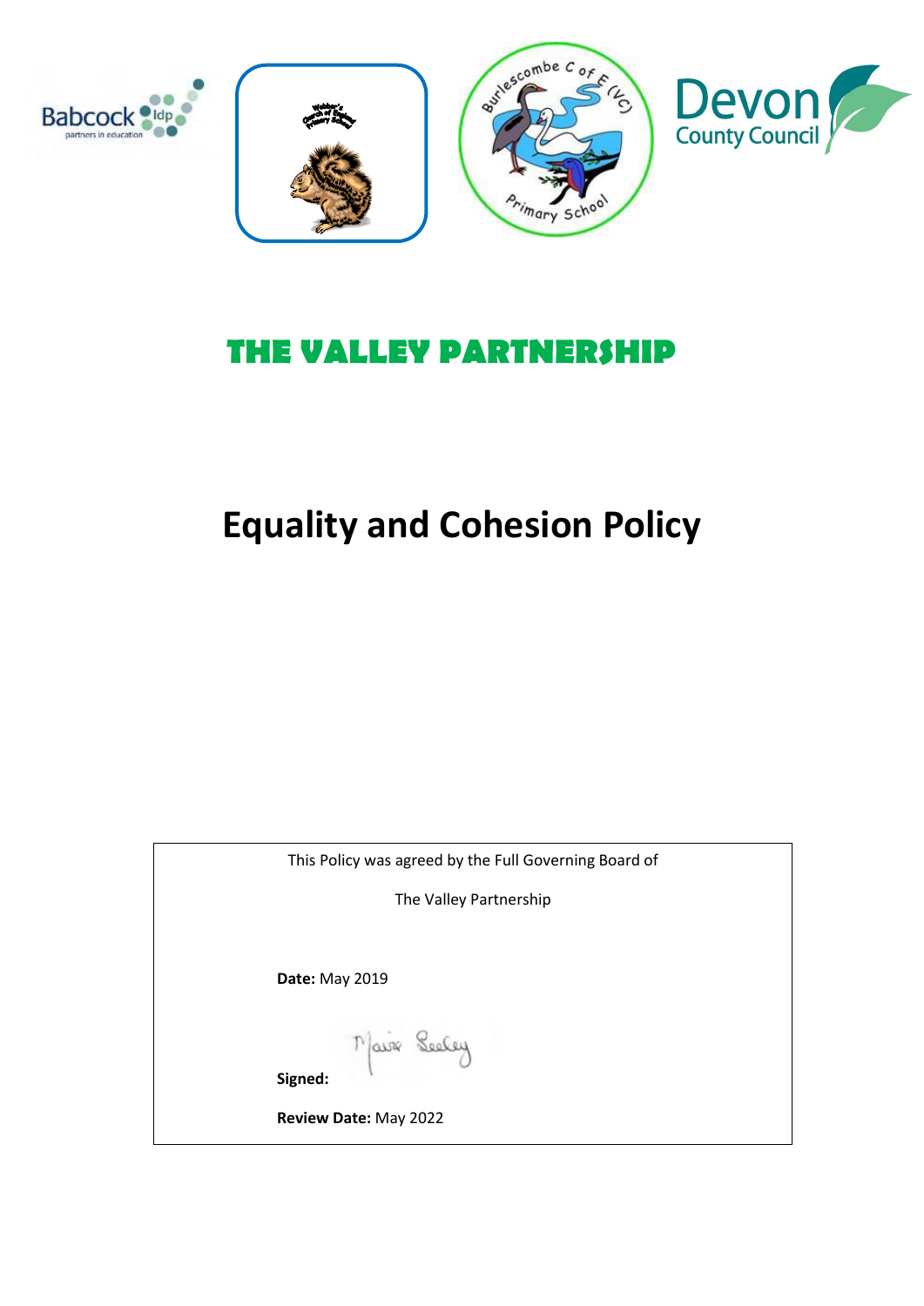# THE VALLEY PARTNERSHIP

# Equality and Cohesion Policy

This Policy was agreed by the Full Governing Board of

The Valley Partnership

**Date:** May 2019

**Signed:**

**Review Date:** May 2022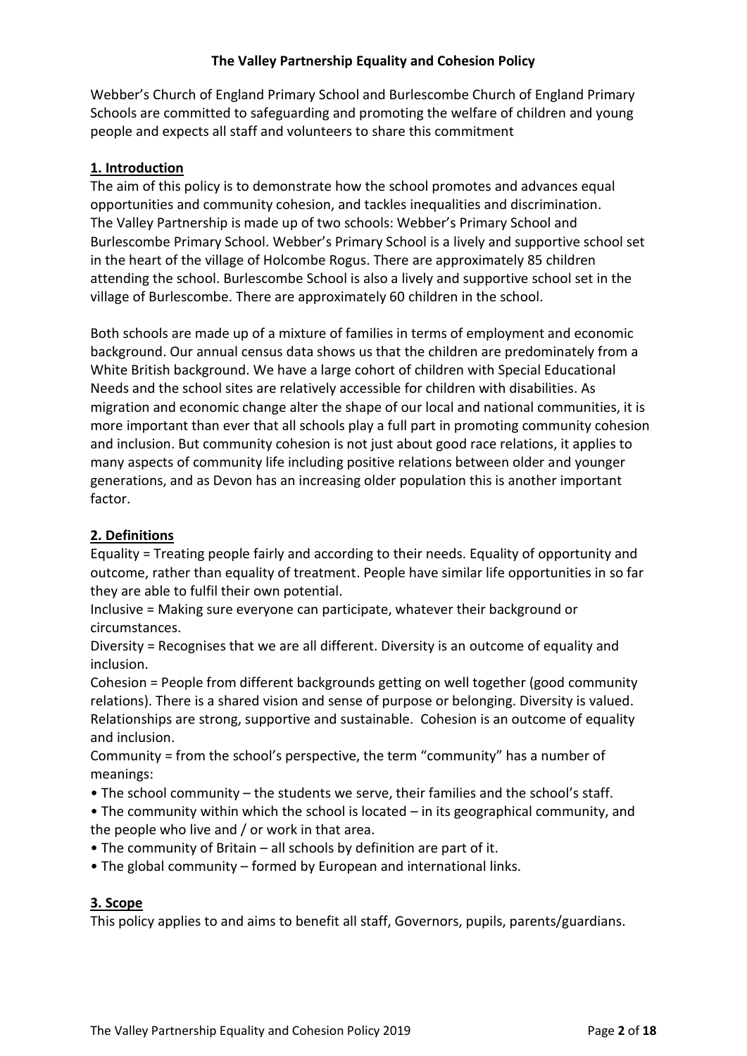**The Valley Partnership Equality and Cohesion Policy**

Webber's Church of England Primary School and Burlescombe Church of England Primary Schools are committed to safeguarding and promoting the welfare of children and young people and expects all staff and volunteers to share this commitment

## 1. Introduction

The aim of this policy is to demonstrate how the school promotes and advances equal opportunities and community cohesion, and tackles inequalities and discrimination. The Valley Partnership is made up of two schools: Webber's Primary School and Burlescombe Primary School. Webber's Primary School is a lively and supportive school set in the heart of the village of Holcombe Rogus. There are approximately 85 children attending the school. Burlescombe School is also a lively and supportive school set in the village of Burlescombe. There are approximately 60 children in the school.

Both schools are made up of a mixture of families in terms of employment and economic background. Our annual census data shows us that the children are predominately from a White British background. We have a large cohort of children with Special Educational Needs and the school sites are relatively accessible for children with disabilities. As migration and economic change alter the shape of our local and national communities, it is more important than ever that all schools play a full part in promoting community cohesion and inclusion. But community cohesion is not just about good race relations, it applies to many aspects of community life including positive relations between older and younger generations, and as Devon has an increasing older population this is another important factor.

## 2. Definitions

Equality = Treating people fairly and according to their needs. Equality of opportunity and outcome, rather than equality of treatment. People have similar life opportunities in so far they are able to fulfil their own potential.

Inclusive = Making sure everyone can participate, whatever their background or circumstances.

Diversity = Recognises that we are all different. Diversity is an outcome of equality and inclusion.

Cohesion = People from different backgrounds getting on well together (good community relations). There is a shared vision and sense of purpose or belonging. Diversity is valued. Relationships are strong, supportive and sustainable. Cohesion is an outcome of equality and inclusion.

Community = from the school's perspective, the term "community" has a number of meanings:

- The school community – the students we serve, their families and the school's staff.
- The community within which the school is located – in its geographical community, and the people who live and / or work in that area.
- The community of Britain – all schools by definition are part of it.
- The global community – formed by European and international links.

## 3. Scope

This policy applies to and aims to benefit all staff, Governors, pupils, parents/guardians.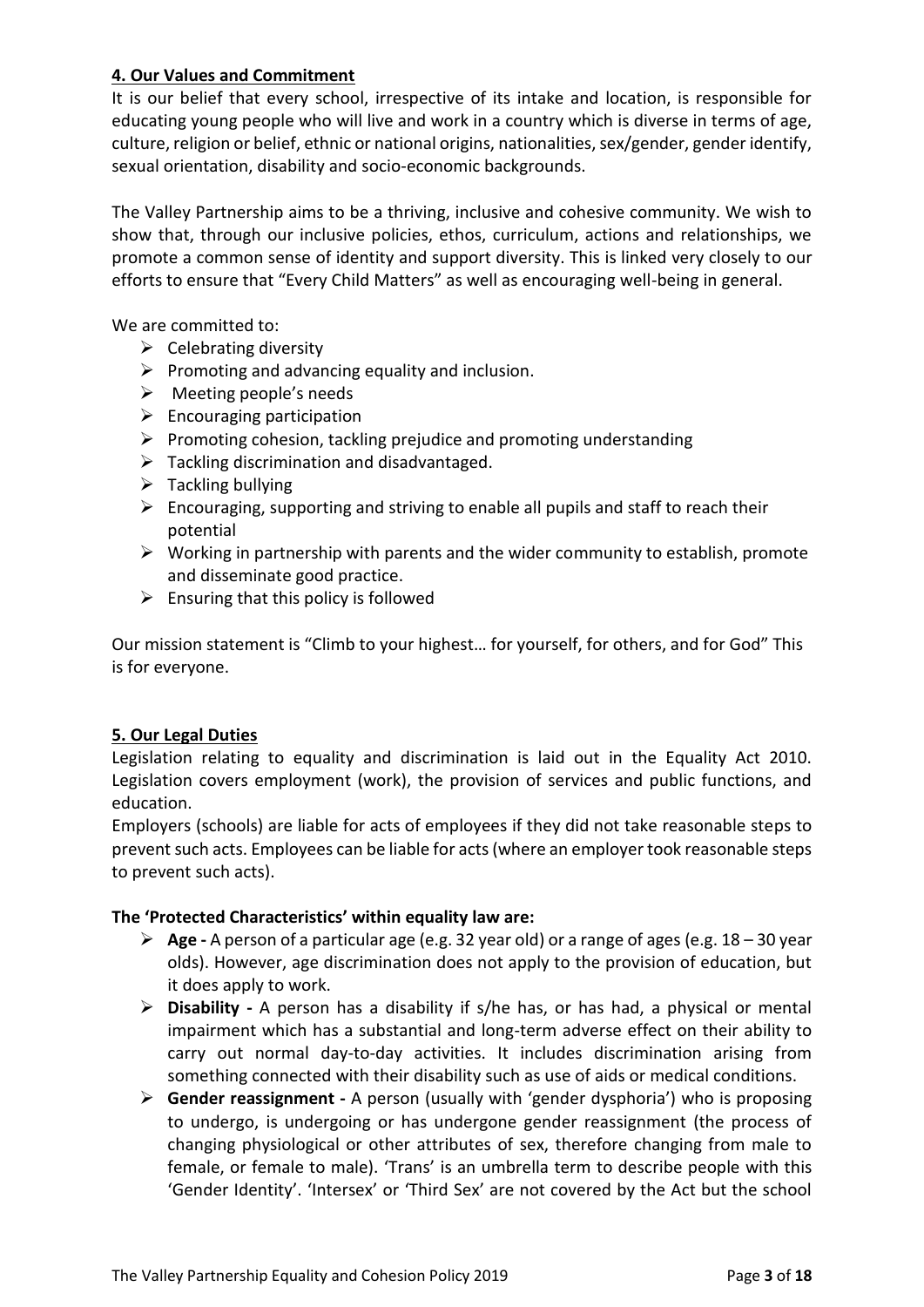## 4. Our Values and Commitment

It is our belief that every school, irrespective of its intake and location, is responsible for educating young people who will live and work in a country which is diverse in terms of age, culture, religion or belief, ethnic or national origins, nationalities, sex/gender, gender identify, sexual orientation, disability and socio-economic backgrounds.

The Valley Partnership aims to be a thriving, inclusive and cohesive community. We wish to show that, through our inclusive policies, ethos, curriculum, actions and relationships, we promote a common sense of identity and support diversity. This is linked very closely to our efforts to ensure that "Every Child Matters" as well as encouraging well-being in general.

We are committed to:

- Celebrating diversity
- Promoting and advancing equality and inclusion.
- Meeting people's needs
- Encouraging participation
- Promoting cohesion, tackling prejudice and promoting understanding
- Tackling discrimination and disadvantaged.
- Tackling bullying
- Encouraging, supporting and striving to enable all pupils and staff to reach their potential
- Working in partnership with parents and the wider community to establish, promote and disseminate good practice.
- Ensuring that this policy is followed

Our mission statement is "Climb to your highest… for yourself, for others, and for God" This is for everyone.

## 5. Our Legal Duties

Legislation relating to equality and discrimination is laid out in the Equality Act 2010. Legislation covers employment (work), the provision of services and public functions, and education.

Employers (schools) are liable for acts of employees if they did not take reasonable steps to prevent such acts. Employees can be liable for acts (where an employer took reasonable steps to prevent such acts).

**The 'Protected Characteristics' within equality law are:**

- **Age -** A person of a particular age (e.g. 32 year old) or a range of ages (e.g. 18 – 30 year olds). However, age discrimination does not apply to the provision of education, but it does apply to work.
- **Disability -** A person has a disability if s/he has, or has had, a physical or mental impairment which has a substantial and long-term adverse effect on their ability to carry out normal day-to-day activities. It includes discrimination arising from something connected with their disability such as use of aids or medical conditions.
- **Gender reassignment -** A person (usually with 'gender dysphoria') who is proposing to undergo, is undergoing or has undergone gender reassignment (the process of changing physiological or other attributes of sex, therefore changing from male to female, or female to male). 'Trans' is an umbrella term to describe people with this 'Gender Identity'. 'Intersex' or 'Third Sex' are not covered by the Act but the school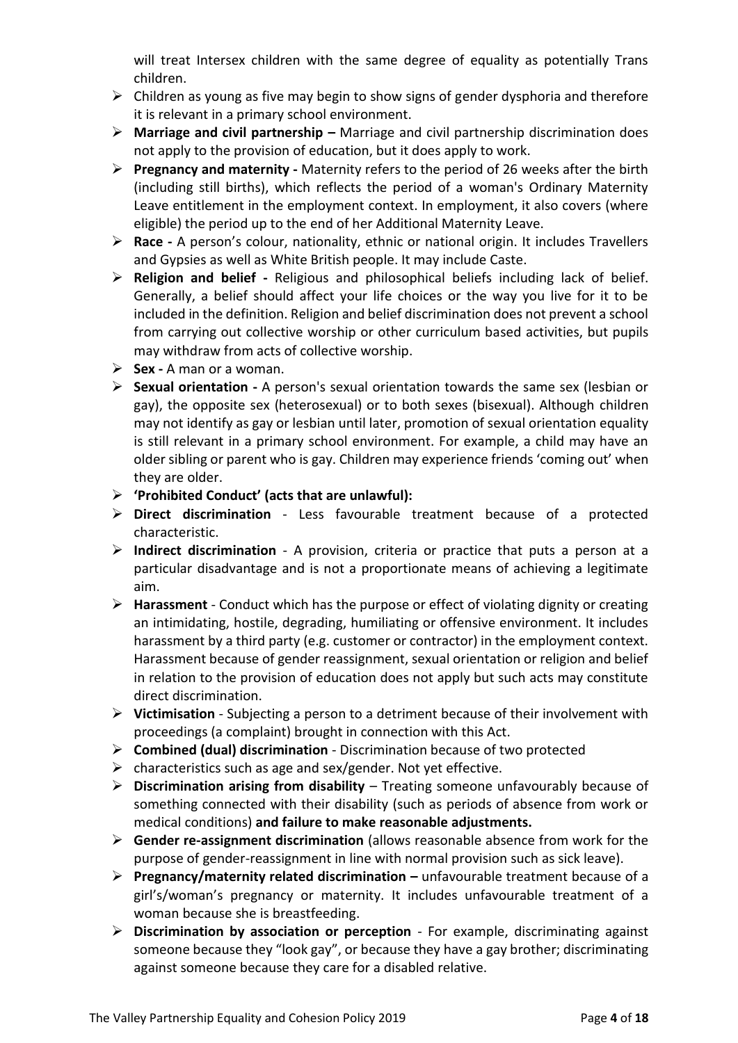will treat Intersex children with the same degree of equality as potentially Trans children.

- Children as young as five may begin to show signs of gender dysphoria and therefore it is relevant in a primary school environment.
- **Marriage and civil partnership –** Marriage and civil partnership discrimination does not apply to the provision of education, but it does apply to work.
- **Pregnancy and maternity -** Maternity refers to the period of 26 weeks after the birth (including still births), which reflects the period of a woman's Ordinary Maternity Leave entitlement in the employment context. In employment, it also covers (where eligible) the period up to the end of her Additional Maternity Leave.
- **Race -** A person's colour, nationality, ethnic or national origin. It includes Travellers and Gypsies as well as White British people. It may include Caste.
- **Religion and belief -** Religious and philosophical beliefs including lack of belief. Generally, a belief should affect your life choices or the way you live for it to be included in the definition. Religion and belief discrimination does not prevent a school from carrying out collective worship or other curriculum based activities, but pupils may withdraw from acts of collective worship.
- **Sex -** A man or a woman.
- **Sexual orientation -** A person's sexual orientation towards the same sex (lesbian or gay), the opposite sex (heterosexual) or to both sexes (bisexual). Although children may not identify as gay or lesbian until later, promotion of sexual orientation equality is still relevant in a primary school environment. For example, a child may have an older sibling or parent who is gay. Children may experience friends 'coming out' when they are older.
- **'Prohibited Conduct' (acts that are unlawful):**
- **Direct discrimination** - Less favourable treatment because of a protected characteristic.
- **Indirect discrimination** - A provision, criteria or practice that puts a person at a particular disadvantage and is not a proportionate means of achieving a legitimate aim.
- **Harassment** - Conduct which has the purpose or effect of violating dignity or creating an intimidating, hostile, degrading, humiliating or offensive environment. It includes harassment by a third party (e.g. customer or contractor) in the employment context. Harassment because of gender reassignment, sexual orientation or religion and belief in relation to the provision of education does not apply but such acts may constitute direct discrimination.
- **Victimisation** - Subjecting a person to a detriment because of their involvement with proceedings (a complaint) brought in connection with this Act.
- **Combined (dual) discrimination** - Discrimination because of two protected
- characteristics such as age and sex/gender. Not yet effective.
- **Discrimination arising from disability** – Treating someone unfavourably because of something connected with their disability (such as periods of absence from work or medical conditions) **and failure to make reasonable adjustments.**
- **Gender re-assignment discrimination** (allows reasonable absence from work for the purpose of gender-reassignment in line with normal provision such as sick leave).
- **Pregnancy/maternity related discrimination –** unfavourable treatment because of a girl's/woman's pregnancy or maternity. It includes unfavourable treatment of a woman because she is breastfeeding.
- **Discrimination by association or perception** - For example, discriminating against someone because they "look gay", or because they have a gay brother; discriminating against someone because they care for a disabled relative.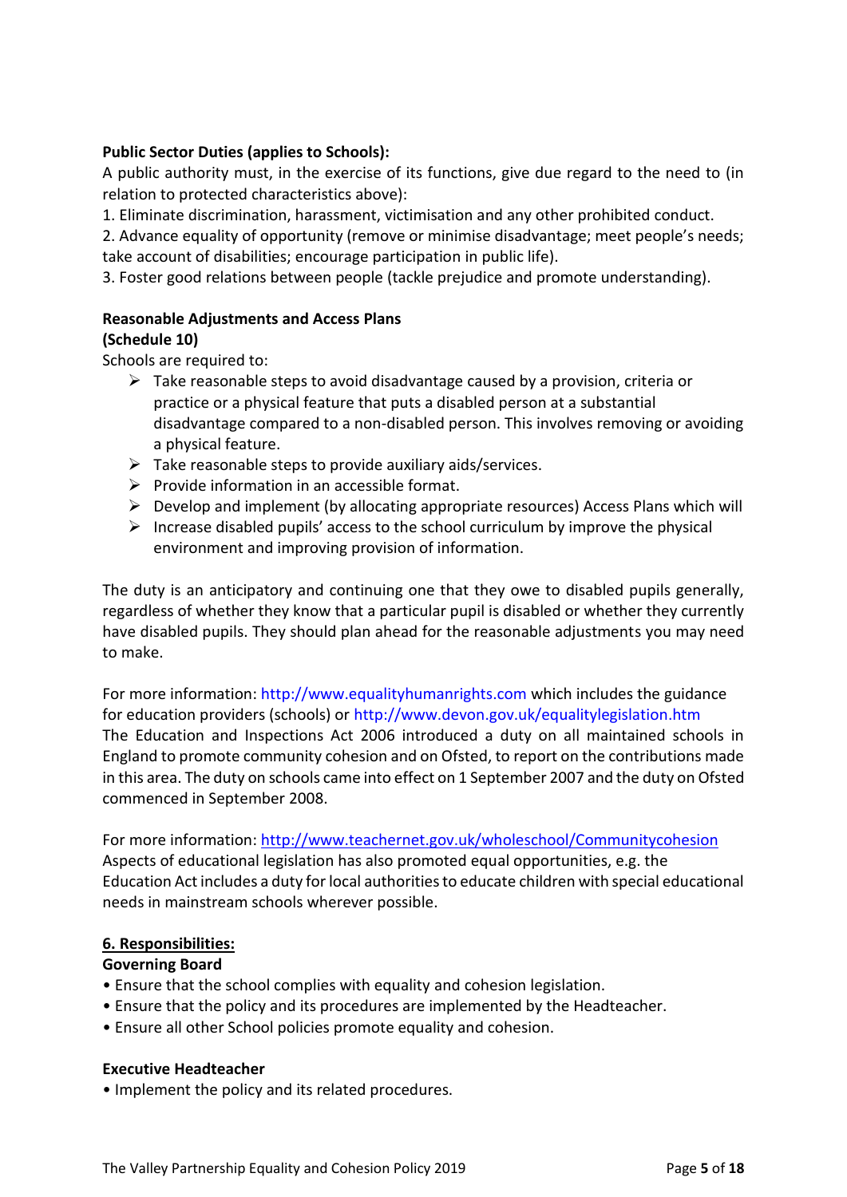**Public Sector Duties (applies to Schools):**
A public authority must, in the exercise of its functions, give due regard to the need to (in relation to protected characteristics above):

1. Eliminate discrimination, harassment, victimisation and any other prohibited conduct.
2. Advance equality of opportunity (remove or minimise disadvantage; meet people's needs; take account of disabilities; encourage participation in public life).
3. Foster good relations between people (tackle prejudice and promote understanding).

**Reasonable Adjustments and Access Plans**
**(Schedule 10)**
Schools are required to:

- Take reasonable steps to avoid disadvantage caused by a provision, criteria or practice or a physical feature that puts a disabled person at a substantial disadvantage compared to a non-disabled person. This involves removing or avoiding a physical feature.
- Take reasonable steps to provide auxiliary aids/services.
- Provide information in an accessible format.
- Develop and implement (by allocating appropriate resources) Access Plans which will
- Increase disabled pupils' access to the school curriculum by improve the physical environment and improving provision of information.

The duty is an anticipatory and continuing one that they owe to disabled pupils generally, regardless of whether they know that a particular pupil is disabled or whether they currently have disabled pupils. They should plan ahead for the reasonable adjustments you may need to make.

For more information: http://www.equalityhumanrights.com which includes the guidance for education providers (schools) or http://www.devon.gov.uk/equalitylegislation.htm
The Education and Inspections Act 2006 introduced a duty on all maintained schools in England to promote community cohesion and on Ofsted, to report on the contributions made in this area. The duty on schools came into effect on 1 September 2007 and the duty on Ofsted commenced in September 2008.

For more information: http://www.teachernet.gov.uk/wholeschool/Communitycohesion
Aspects of educational legislation has also promoted equal opportunities, e.g. the Education Act includes a duty for local authorities to educate children with special educational needs in mainstream schools wherever possible.

## 6. Responsibilities:

**Governing Board**

- Ensure that the school complies with equality and cohesion legislation.
- Ensure that the policy and its procedures are implemented by the Headteacher.
- Ensure all other School policies promote equality and cohesion.

**Executive Headteacher**

- Implement the policy and its related procedures.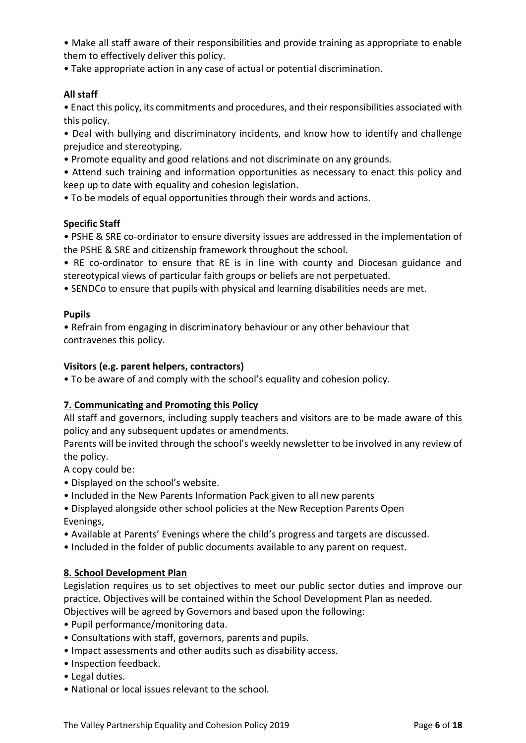• Make all staff aware of their responsibilities and provide training as appropriate to enable them to effectively deliver this policy.
• Take appropriate action in any case of actual or potential discrimination.

**All staff**

• Enact this policy, its commitments and procedures, and their responsibilities associated with this policy.
• Deal with bullying and discriminatory incidents, and know how to identify and challenge prejudice and stereotyping.
• Promote equality and good relations and not discriminate on any grounds.
• Attend such training and information opportunities as necessary to enact this policy and keep up to date with equality and cohesion legislation.
• To be models of equal opportunities through their words and actions.

**Specific Staff**

• PSHE & SRE co-ordinator to ensure diversity issues are addressed in the implementation of the PSHE & SRE and citizenship framework throughout the school.
• RE co-ordinator to ensure that RE is in line with county and Diocesan guidance and stereotypical views of particular faith groups or beliefs are not perpetuated.
• SENDCo to ensure that pupils with physical and learning disabilities needs are met.

**Pupils**

• Refrain from engaging in discriminatory behaviour or any other behaviour that contravenes this policy.

**Visitors (e.g. parent helpers, contractors)**

• To be aware of and comply with the school's equality and cohesion policy.

## 7. Communicating and Promoting this Policy

All staff and governors, including supply teachers and visitors are to be made aware of this policy and any subsequent updates or amendments.
Parents will be invited through the school's weekly newsletter to be involved in any review of the policy.
A copy could be:

• Displayed on the school's website.
• Included in the New Parents Information Pack given to all new parents
• Displayed alongside other school policies at the New Reception Parents Open Evenings,
• Available at Parents' Evenings where the child's progress and targets are discussed.
• Included in the folder of public documents available to any parent on request.

## 8. School Development Plan

Legislation requires us to set objectives to meet our public sector duties and improve our practice. Objectives will be contained within the School Development Plan as needed.
Objectives will be agreed by Governors and based upon the following:

• Pupil performance/monitoring data.
• Consultations with staff, governors, parents and pupils.
• Impact assessments and other audits such as disability access.
• Inspection feedback.
• Legal duties.
• National or local issues relevant to the school.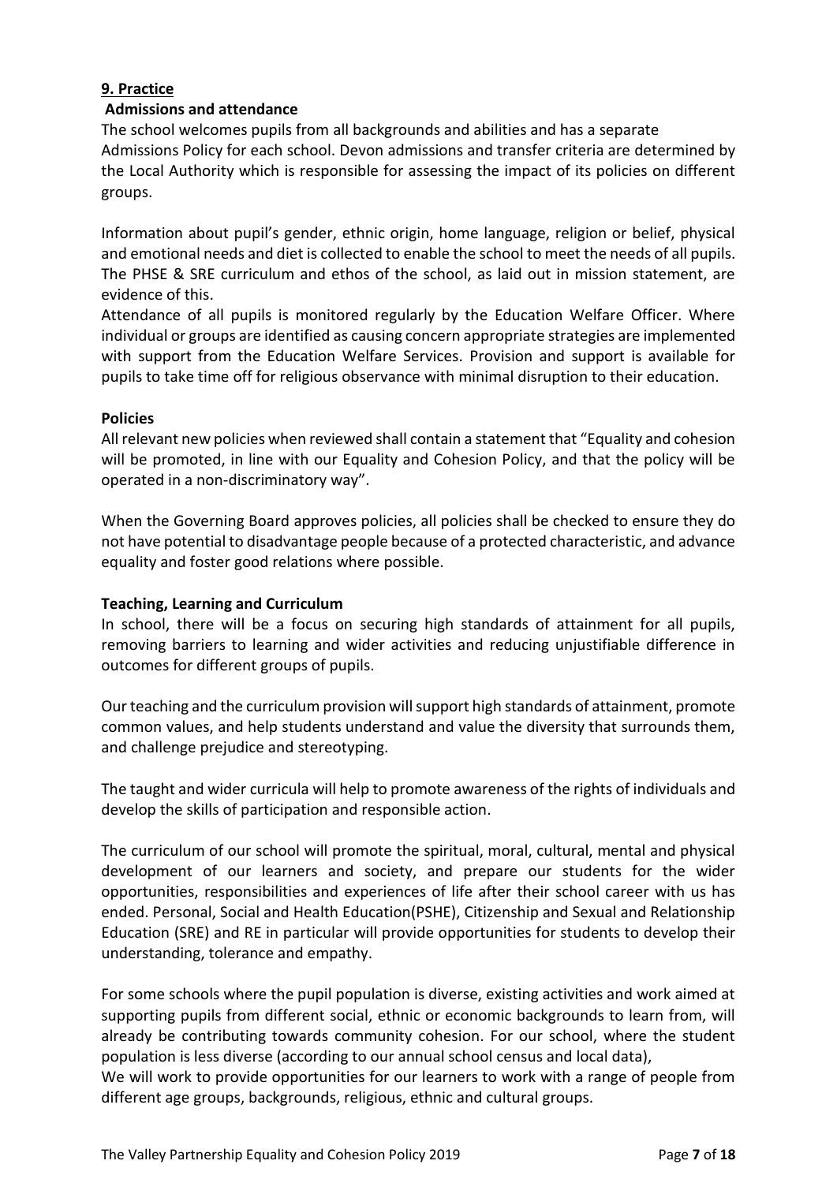## 9. Practice

**Admissions and attendance**

The school welcomes pupils from all backgrounds and abilities and has a separate Admissions Policy for each school. Devon admissions and transfer criteria are determined by the Local Authority which is responsible for assessing the impact of its policies on different groups.

Information about pupil's gender, ethnic origin, home language, religion or belief, physical and emotional needs and diet is collected to enable the school to meet the needs of all pupils. The PHSE & SRE curriculum and ethos of the school, as laid out in mission statement, are evidence of this.

Attendance of all pupils is monitored regularly by the Education Welfare Officer. Where individual or groups are identified as causing concern appropriate strategies are implemented with support from the Education Welfare Services. Provision and support is available for pupils to take time off for religious observance with minimal disruption to their education.

**Policies**

All relevant new policies when reviewed shall contain a statement that "Equality and cohesion will be promoted, in line with our Equality and Cohesion Policy, and that the policy will be operated in a non-discriminatory way".

When the Governing Board approves policies, all policies shall be checked to ensure they do not have potential to disadvantage people because of a protected characteristic, and advance equality and foster good relations where possible.

**Teaching, Learning and Curriculum**

In school, there will be a focus on securing high standards of attainment for all pupils, removing barriers to learning and wider activities and reducing unjustifiable difference in outcomes for different groups of pupils.

Our teaching and the curriculum provision will support high standards of attainment, promote common values, and help students understand and value the diversity that surrounds them, and challenge prejudice and stereotyping.

The taught and wider curricula will help to promote awareness of the rights of individuals and develop the skills of participation and responsible action.

The curriculum of our school will promote the spiritual, moral, cultural, mental and physical development of our learners and society, and prepare our students for the wider opportunities, responsibilities and experiences of life after their school career with us has ended. Personal, Social and Health Education(PSHE), Citizenship and Sexual and Relationship Education (SRE) and RE in particular will provide opportunities for students to develop their understanding, tolerance and empathy.

For some schools where the pupil population is diverse, existing activities and work aimed at supporting pupils from different social, ethnic or economic backgrounds to learn from, will already be contributing towards community cohesion. For our school, where the student population is less diverse (according to our annual school census and local data),
We will work to provide opportunities for our learners to work with a range of people from different age groups, backgrounds, religious, ethnic and cultural groups.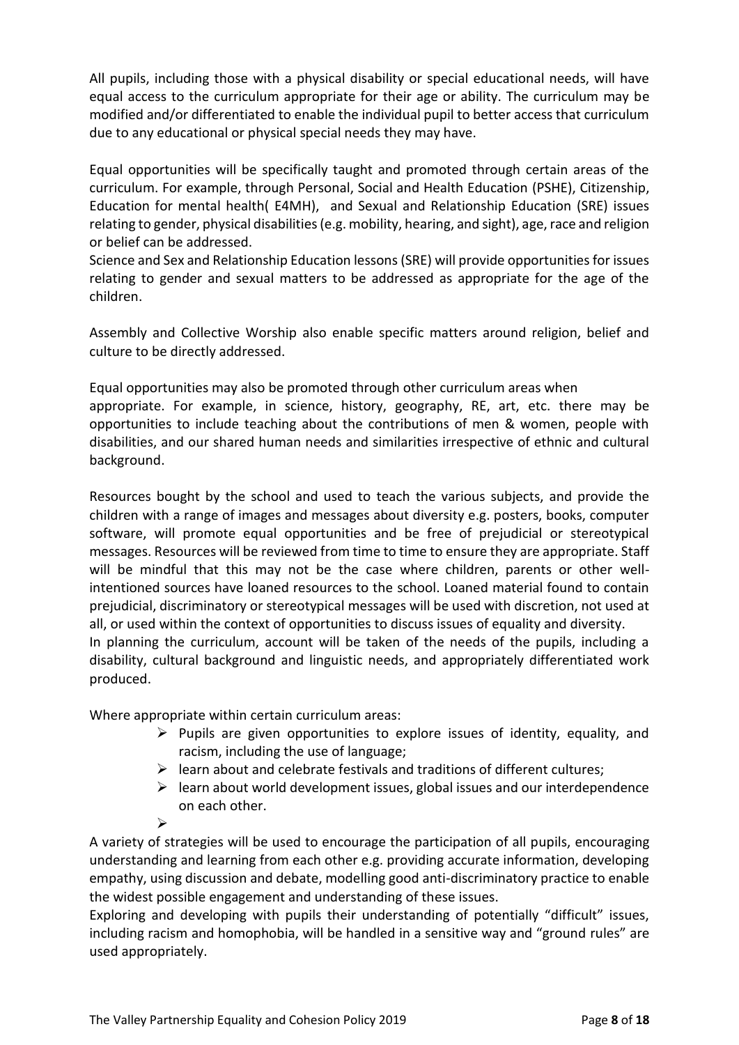All pupils, including those with a physical disability or special educational needs, will have equal access to the curriculum appropriate for their age or ability. The curriculum may be modified and/or differentiated to enable the individual pupil to better access that curriculum due to any educational or physical special needs they may have.

Equal opportunities will be specifically taught and promoted through certain areas of the curriculum. For example, through Personal, Social and Health Education (PSHE), Citizenship, Education for mental health( E4MH), and Sexual and Relationship Education (SRE) issues relating to gender, physical disabilities (e.g. mobility, hearing, and sight), age, race and religion or belief can be addressed.
Science and Sex and Relationship Education lessons (SRE) will provide opportunities for issues relating to gender and sexual matters to be addressed as appropriate for the age of the children.

Assembly and Collective Worship also enable specific matters around religion, belief and culture to be directly addressed.

Equal opportunities may also be promoted through other curriculum areas when appropriate. For example, in science, history, geography, RE, art, etc. there may be opportunities to include teaching about the contributions of men & women, people with disabilities, and our shared human needs and similarities irrespective of ethnic and cultural background.

Resources bought by the school and used to teach the various subjects, and provide the children with a range of images and messages about diversity e.g. posters, books, computer software, will promote equal opportunities and be free of prejudicial or stereotypical messages. Resources will be reviewed from time to time to ensure they are appropriate. Staff will be mindful that this may not be the case where children, parents or other well-intentioned sources have loaned resources to the school. Loaned material found to contain prejudicial, discriminatory or stereotypical messages will be used with discretion, not used at all, or used within the context of opportunities to discuss issues of equality and diversity.
In planning the curriculum, account will be taken of the needs of the pupils, including a disability, cultural background and linguistic needs, and appropriately differentiated work produced.

Where appropriate within certain curriculum areas:

- Pupils are given opportunities to explore issues of identity, equality, and racism, including the use of language;
- learn about and celebrate festivals and traditions of different cultures;
- learn about world development issues, global issues and our interdependence on each other.

A variety of strategies will be used to encourage the participation of all pupils, encouraging understanding and learning from each other e.g. providing accurate information, developing empathy, using discussion and debate, modelling good anti-discriminatory practice to enable the widest possible engagement and understanding of these issues.
Exploring and developing with pupils their understanding of potentially "difficult" issues, including racism and homophobia, will be handled in a sensitive way and "ground rules" are used appropriately.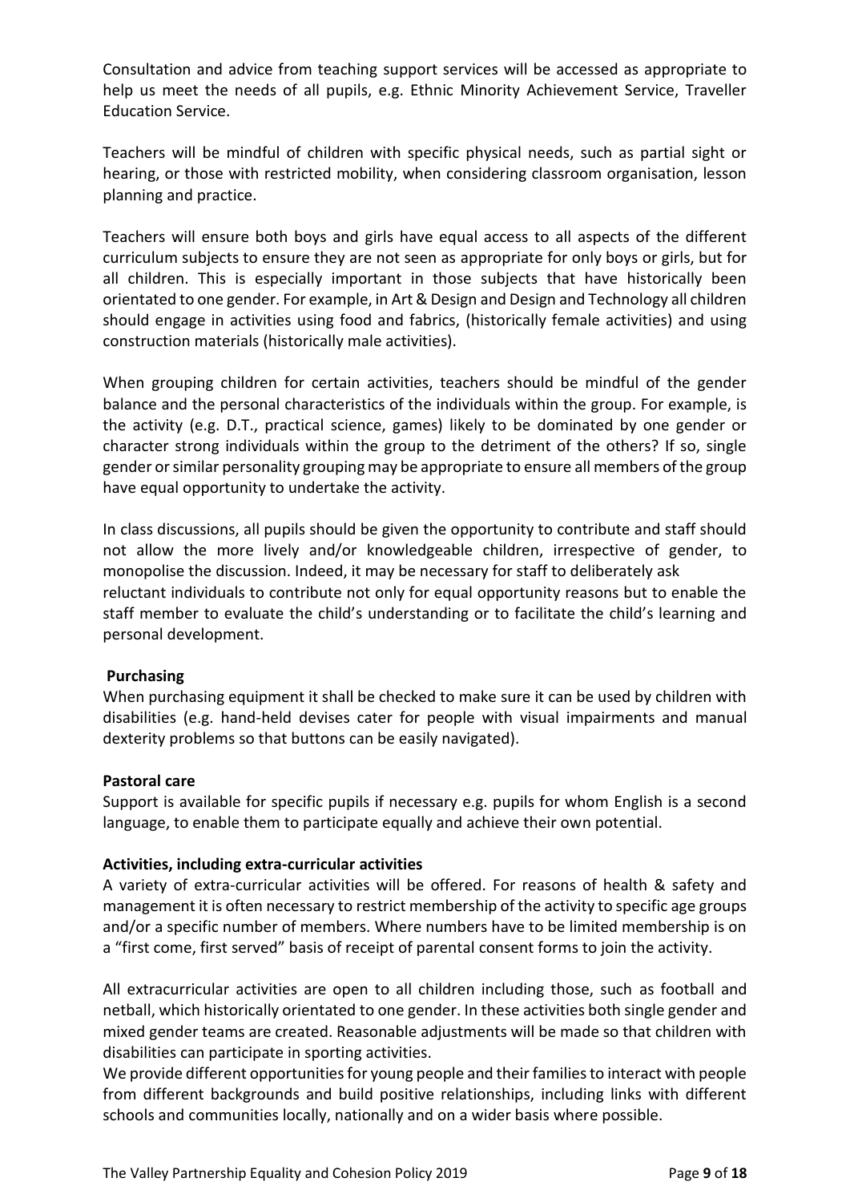Consultation and advice from teaching support services will be accessed as appropriate to help us meet the needs of all pupils, e.g. Ethnic Minority Achievement Service, Traveller Education Service.

Teachers will be mindful of children with specific physical needs, such as partial sight or hearing, or those with restricted mobility, when considering classroom organisation, lesson planning and practice.

Teachers will ensure both boys and girls have equal access to all aspects of the different curriculum subjects to ensure they are not seen as appropriate for only boys or girls, but for all children. This is especially important in those subjects that have historically been orientated to one gender. For example, in Art & Design and Design and Technology all children should engage in activities using food and fabrics, (historically female activities) and using construction materials (historically male activities).

When grouping children for certain activities, teachers should be mindful of the gender balance and the personal characteristics of the individuals within the group. For example, is the activity (e.g. D.T., practical science, games) likely to be dominated by one gender or character strong individuals within the group to the detriment of the others? If so, single gender or similar personality grouping may be appropriate to ensure all members of the group have equal opportunity to undertake the activity.

In class discussions, all pupils should be given the opportunity to contribute and staff should not allow the more lively and/or knowledgeable children, irrespective of gender, to monopolise the discussion. Indeed, it may be necessary for staff to deliberately ask reluctant individuals to contribute not only for equal opportunity reasons but to enable the staff member to evaluate the child's understanding or to facilitate the child's learning and personal development.

**Purchasing**

When purchasing equipment it shall be checked to make sure it can be used by children with disabilities (e.g. hand-held devises cater for people with visual impairments and manual dexterity problems so that buttons can be easily navigated).

**Pastoral care**

Support is available for specific pupils if necessary e.g. pupils for whom English is a second language, to enable them to participate equally and achieve their own potential.

**Activities, including extra-curricular activities**

A variety of extra-curricular activities will be offered. For reasons of health & safety and management it is often necessary to restrict membership of the activity to specific age groups and/or a specific number of members. Where numbers have to be limited membership is on a "first come, first served" basis of receipt of parental consent forms to join the activity.

All extracurricular activities are open to all children including those, such as football and netball, which historically orientated to one gender. In these activities both single gender and mixed gender teams are created. Reasonable adjustments will be made so that children with disabilities can participate in sporting activities.

We provide different opportunities for young people and their families to interact with people from different backgrounds and build positive relationships, including links with different schools and communities locally, nationally and on a wider basis where possible.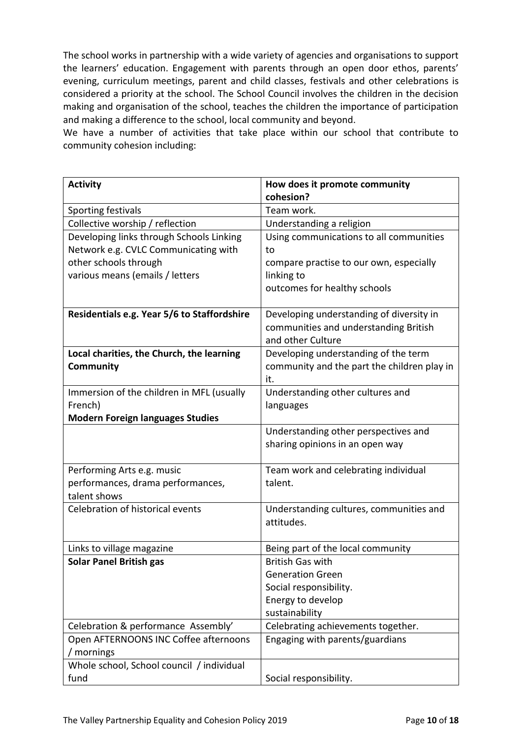The school works in partnership with a wide variety of agencies and organisations to support the learners' education. Engagement with parents through an open door ethos, parents' evening, curriculum meetings, parent and child classes, festivals and other celebrations is considered a priority at the school. The School Council involves the children in the decision making and organisation of the school, teaches the children the importance of participation and making a difference to the school, local community and beyond.

We have a number of activities that take place within our school that contribute to community cohesion including:

| **Activity** | **How does it promote community cohesion?** |
|---|---|
| Sporting festivals | Team work. |
| Collective worship / reflection | Understanding a religion |
| Developing links through Schools Linking Network e.g. CVLC Communicating with other schools through various means (emails / letters | Using communications to all communities to compare practise to our own, especially linking to outcomes for healthy schools |
| **Residentials e.g. Year 5/6 to Staffordshire** | Developing understanding of diversity in communities and understanding British and other Culture |
| **Local charities, the Church, the learning Community** | Developing understanding of the term community and the part the children play in it. |
| Immersion of the children in MFL (usually French) **Modern Foreign languages Studies** | Understanding other cultures and languages |
| | Understanding other perspectives and sharing opinions in an open way |
| Performing Arts e.g. music performances, drama performances, talent shows | Team work and celebrating individual talent. |
| Celebration of historical events | Understanding cultures, communities and attitudes. |
| Links to village magazine | Being part of the local community |
| **Solar Panel British gas** | British Gas with Generation Green Social responsibility. Energy to develop sustainability |
| Celebration & performance Assembly' | Celebrating achievements together. |
| Open AFTERNOONS INC Coffee afternoons / mornings | Engaging with parents/guardians |
| Whole school, School council / individual fund | Social responsibility. |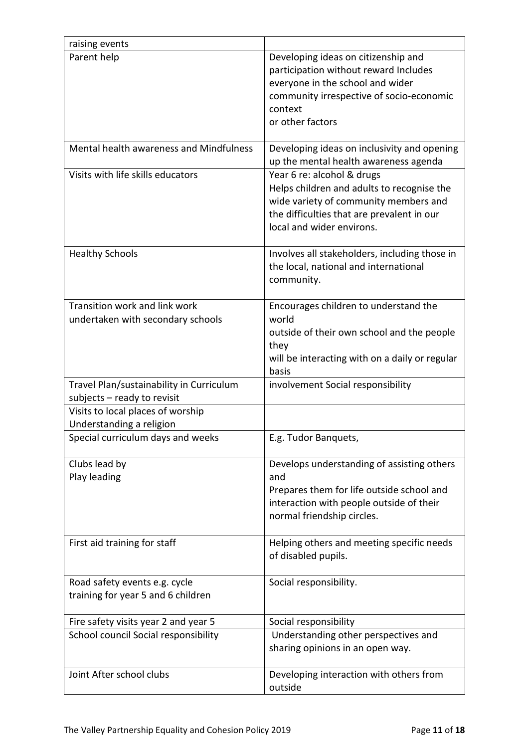| | |
|---|---|
| raising events | |
| Parent help | Developing ideas on citizenship and participation without reward Includes everyone in the school and wider community irrespective of socio-economic context or other factors |
| Mental health awareness and Mindfulness | Developing ideas on inclusivity and opening up the mental health awareness agenda |
| Visits with life skills educators | Year 6 re: alcohol & drugs Helps children and adults to recognise the wide variety of community members and the difficulties that are prevalent in our local and wider environs. |
| Healthy Schools | Involves all stakeholders, including those in the local, national and international community. |
| Transition work and link work undertaken with secondary schools | Encourages children to understand the world outside of their own school and the people they will be interacting with on a daily or regular basis |
| Travel Plan/sustainability in Curriculum subjects – ready to revisit | involvement Social responsibility |
| Visits to local places of worship Understanding a religion | |
| Special curriculum days and weeks | E.g. Tudor Banquets, |
| Clubs lead by Play leading | Develops understanding of assisting others and Prepares them for life outside school and interaction with people outside of their normal friendship circles. |
| First aid training for staff | Helping others and meeting specific needs of disabled pupils. |
| Road safety events e.g. cycle training for year 5 and 6 children | Social responsibility. |
| Fire safety visits year 2 and year 5 | Social responsibility |
| School council Social responsibility | Understanding other perspectives and sharing opinions in an open way. |
| Joint After school clubs | Developing interaction with others from outside |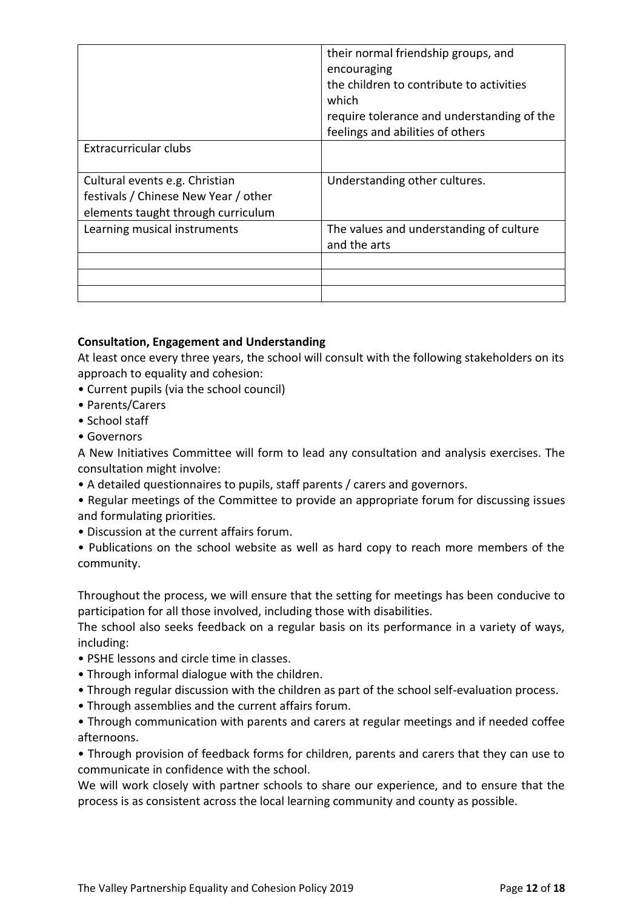| | |
|---|---|
| | their normal friendship groups, and encouraging the children to contribute to activities which require tolerance and understanding of the feelings and abilities of others |
| Extracurricular clubs | |
| Cultural events e.g. Christian festivals / Chinese New Year / other elements taught through curriculum | Understanding other cultures. |
| Learning musical instruments | The values and understanding of culture and the arts |
| | |
| | |
| | |

**Consultation, Engagement and Understanding**

At least once every three years, the school will consult with the following stakeholders on its approach to equality and cohesion:

- Current pupils (via the school council)
- Parents/Carers
- School staff
- Governors

A New Initiatives Committee will form to lead any consultation and analysis exercises. The consultation might involve:

- A detailed questionnaires to pupils, staff parents / carers and governors.
- Regular meetings of the Committee to provide an appropriate forum for discussing issues and formulating priorities.
- Discussion at the current affairs forum.
- Publications on the school website as well as hard copy to reach more members of the community.

Throughout the process, we will ensure that the setting for meetings has been conducive to participation for all those involved, including those with disabilities.

The school also seeks feedback on a regular basis on its performance in a variety of ways, including:

- PSHE lessons and circle time in classes.
- Through informal dialogue with the children.
- Through regular discussion with the children as part of the school self-evaluation process.
- Through assemblies and the current affairs forum.
- Through communication with parents and carers at regular meetings and if needed coffee afternoons.
- Through provision of feedback forms for children, parents and carers that they can use to communicate in confidence with the school.

We will work closely with partner schools to share our experience, and to ensure that the process is as consistent across the local learning community and county as possible.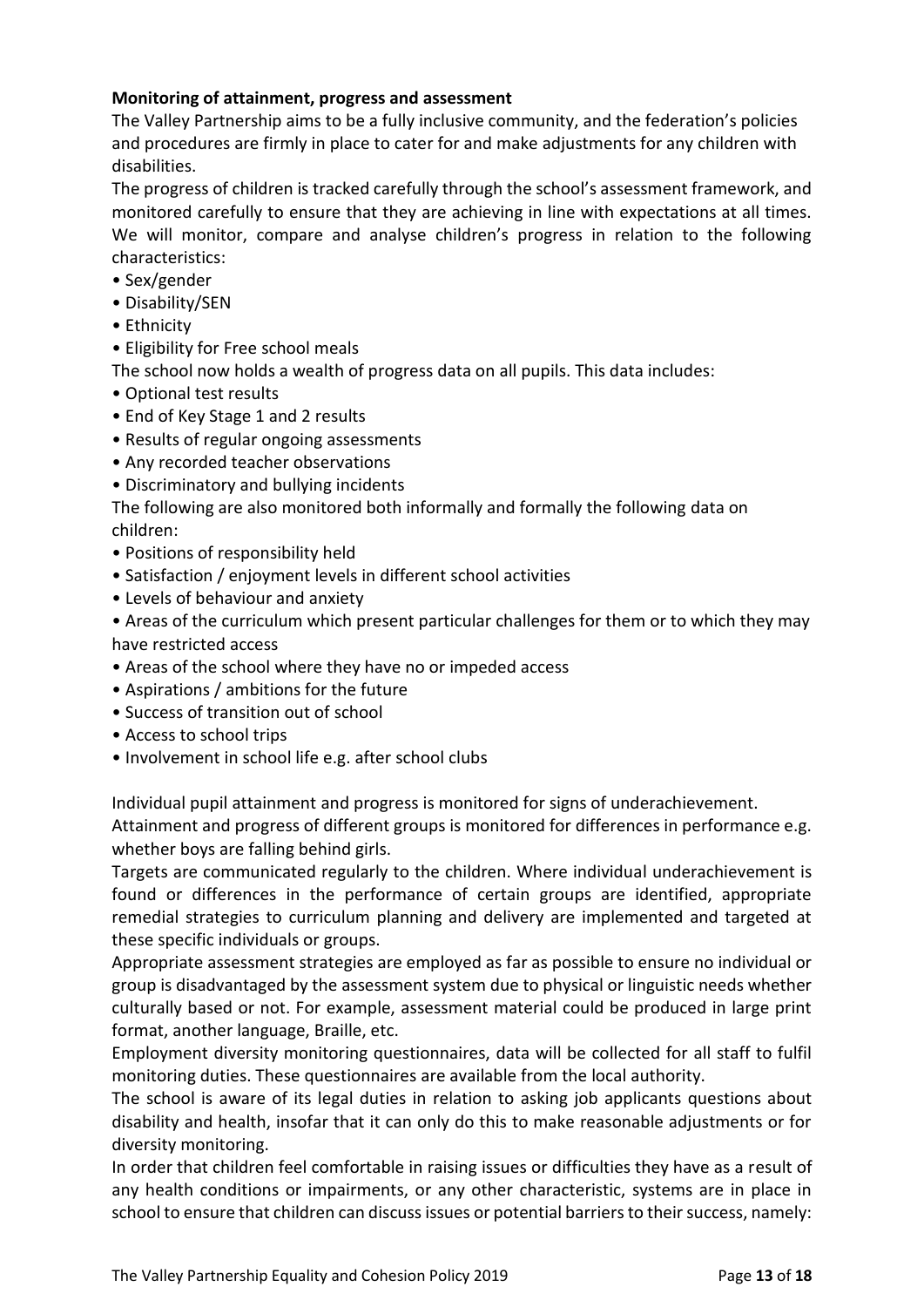**Monitoring of attainment, progress and assessment**

The Valley Partnership aims to be a fully inclusive community, and the federation's policies and procedures are firmly in place to cater for and make adjustments for any children with disabilities.

The progress of children is tracked carefully through the school's assessment framework, and monitored carefully to ensure that they are achieving in line with expectations at all times. We will monitor, compare and analyse children's progress in relation to the following characteristics:

- Sex/gender
- Disability/SEN
- Ethnicity
- Eligibility for Free school meals

The school now holds a wealth of progress data on all pupils. This data includes:

- Optional test results
- End of Key Stage 1 and 2 results
- Results of regular ongoing assessments
- Any recorded teacher observations
- Discriminatory and bullying incidents

The following are also monitored both informally and formally the following data on children:

- Positions of responsibility held
- Satisfaction / enjoyment levels in different school activities
- Levels of behaviour and anxiety
- Areas of the curriculum which present particular challenges for them or to which they may have restricted access
- Areas of the school where they have no or impeded access
- Aspirations / ambitions for the future
- Success of transition out of school
- Access to school trips
- Involvement in school life e.g. after school clubs

Individual pupil attainment and progress is monitored for signs of underachievement.

Attainment and progress of different groups is monitored for differences in performance e.g. whether boys are falling behind girls.

Targets are communicated regularly to the children. Where individual underachievement is found or differences in the performance of certain groups are identified, appropriate remedial strategies to curriculum planning and delivery are implemented and targeted at these specific individuals or groups.

Appropriate assessment strategies are employed as far as possible to ensure no individual or group is disadvantaged by the assessment system due to physical or linguistic needs whether culturally based or not. For example, assessment material could be produced in large print format, another language, Braille, etc.

Employment diversity monitoring questionnaires, data will be collected for all staff to fulfil monitoring duties. These questionnaires are available from the local authority.

The school is aware of its legal duties in relation to asking job applicants questions about disability and health, insofar that it can only do this to make reasonable adjustments or for diversity monitoring.

In order that children feel comfortable in raising issues or difficulties they have as a result of any health conditions or impairments, or any other characteristic, systems are in place in school to ensure that children can discuss issues or potential barriers to their success, namely: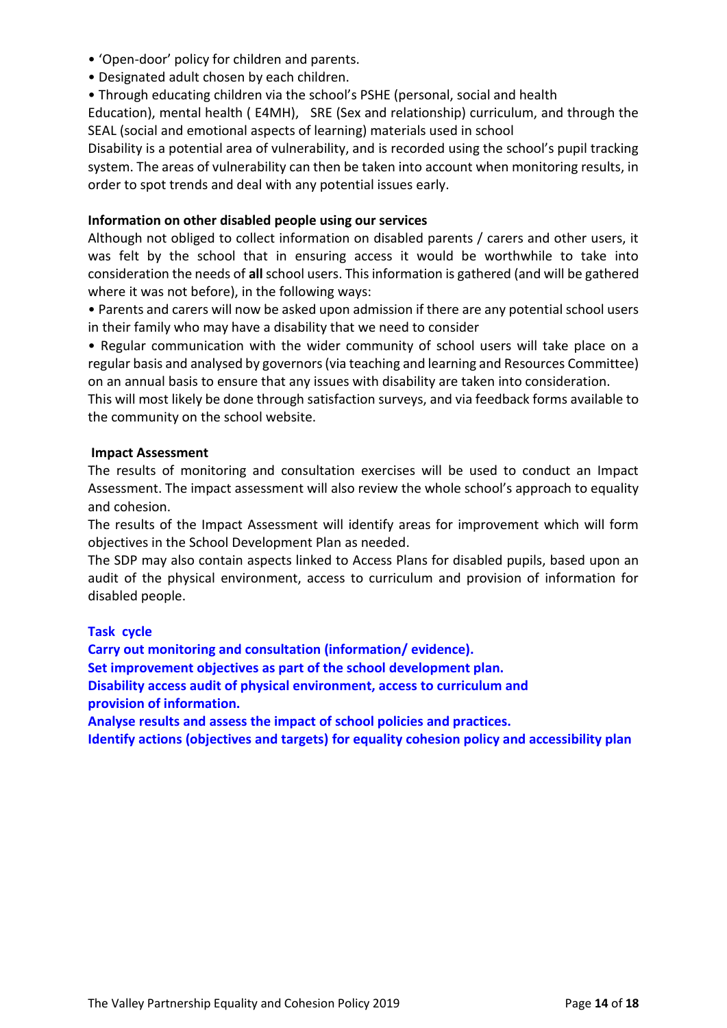- 'Open-door' policy for children and parents.
- Designated adult chosen by each children.
- Through educating children via the school's PSHE (personal, social and health Education), mental health ( E4MH), SRE (Sex and relationship) curriculum, and through the SEAL (social and emotional aspects of learning) materials used in school

Disability is a potential area of vulnerability, and is recorded using the school's pupil tracking system. The areas of vulnerability can then be taken into account when monitoring results, in order to spot trends and deal with any potential issues early.

**Information on other disabled people using our services**

Although not obliged to collect information on disabled parents / carers and other users, it was felt by the school that in ensuring access it would be worthwhile to take into consideration the needs of **all** school users. This information is gathered (and will be gathered where it was not before), in the following ways:

- Parents and carers will now be asked upon admission if there are any potential school users in their family who may have a disability that we need to consider
- Regular communication with the wider community of school users will take place on a regular basis and analysed by governors (via teaching and learning and Resources Committee) on an annual basis to ensure that any issues with disability are taken into consideration.

This will most likely be done through satisfaction surveys, and via feedback forms available to the community on the school website.

**Impact Assessment**

The results of monitoring and consultation exercises will be used to conduct an Impact Assessment. The impact assessment will also review the whole school's approach to equality and cohesion.

The results of the Impact Assessment will identify areas for improvement which will form objectives in the School Development Plan as needed.

The SDP may also contain aspects linked to Access Plans for disabled pupils, based upon an audit of the physical environment, access to curriculum and provision of information for disabled people.

**Task cycle**

**Carry out monitoring and consultation (information/ evidence).**

**Set improvement objectives as part of the school development plan.**

**Disability access audit of physical environment, access to curriculum and provision of information.**

**Analyse results and assess the impact of school policies and practices.**

**Identify actions (objectives and targets) for equality cohesion policy and accessibility plan**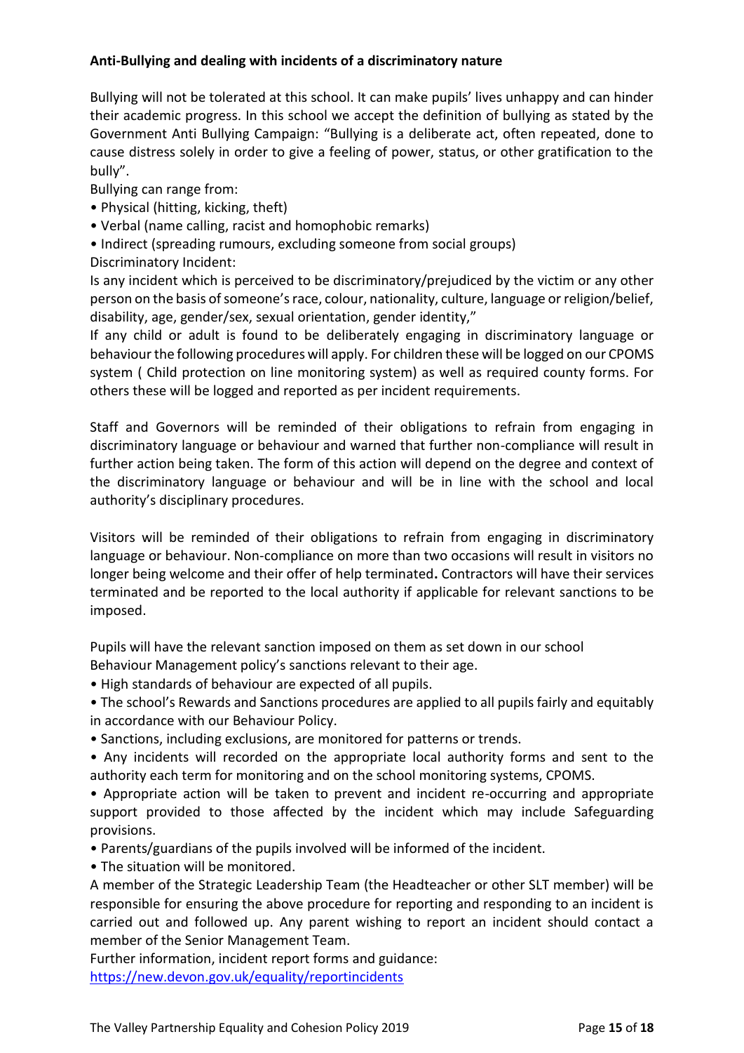**Anti-Bullying and dealing with incidents of a discriminatory nature**

Bullying will not be tolerated at this school. It can make pupils' lives unhappy and can hinder their academic progress. In this school we accept the definition of bullying as stated by the Government Anti Bullying Campaign: "Bullying is a deliberate act, often repeated, done to cause distress solely in order to give a feeling of power, status, or other gratification to the bully".

Bullying can range from:

- Physical (hitting, kicking, theft)
- Verbal (name calling, racist and homophobic remarks)
- Indirect (spreading rumours, excluding someone from social groups)

Discriminatory Incident:

Is any incident which is perceived to be discriminatory/prejudiced by the victim or any other person on the basis of someone's race, colour, nationality, culture, language or religion/belief, disability, age, gender/sex, sexual orientation, gender identity,"

If any child or adult is found to be deliberately engaging in discriminatory language or behaviour the following procedures will apply. For children these will be logged on our CPOMS system ( Child protection on line monitoring system) as well as required county forms. For others these will be logged and reported as per incident requirements.

Staff and Governors will be reminded of their obligations to refrain from engaging in discriminatory language or behaviour and warned that further non-compliance will result in further action being taken. The form of this action will depend on the degree and context of the discriminatory language or behaviour and will be in line with the school and local authority's disciplinary procedures.

Visitors will be reminded of their obligations to refrain from engaging in discriminatory language or behaviour. Non-compliance on more than two occasions will result in visitors no longer being welcome and their offer of help terminated**.** Contractors will have their services terminated and be reported to the local authority if applicable for relevant sanctions to be imposed.

Pupils will have the relevant sanction imposed on them as set down in our school Behaviour Management policy's sanctions relevant to their age.

- High standards of behaviour are expected of all pupils.
- The school's Rewards and Sanctions procedures are applied to all pupils fairly and equitably in accordance with our Behaviour Policy.
- Sanctions, including exclusions, are monitored for patterns or trends.
- Any incidents will recorded on the appropriate local authority forms and sent to the authority each term for monitoring and on the school monitoring systems, CPOMS.
- Appropriate action will be taken to prevent and incident re-occurring and appropriate support provided to those affected by the incident which may include Safeguarding provisions.
- Parents/guardians of the pupils involved will be informed of the incident.
- The situation will be monitored.

A member of the Strategic Leadership Team (the Headteacher or other SLT member) will be responsible for ensuring the above procedure for reporting and responding to an incident is carried out and followed up. Any parent wishing to report an incident should contact a member of the Senior Management Team.

Further information, incident report forms and guidance:
[https://new.devon.gov.uk/equality/reportincidents](https://new.devon.gov.uk/equality/reportincidents)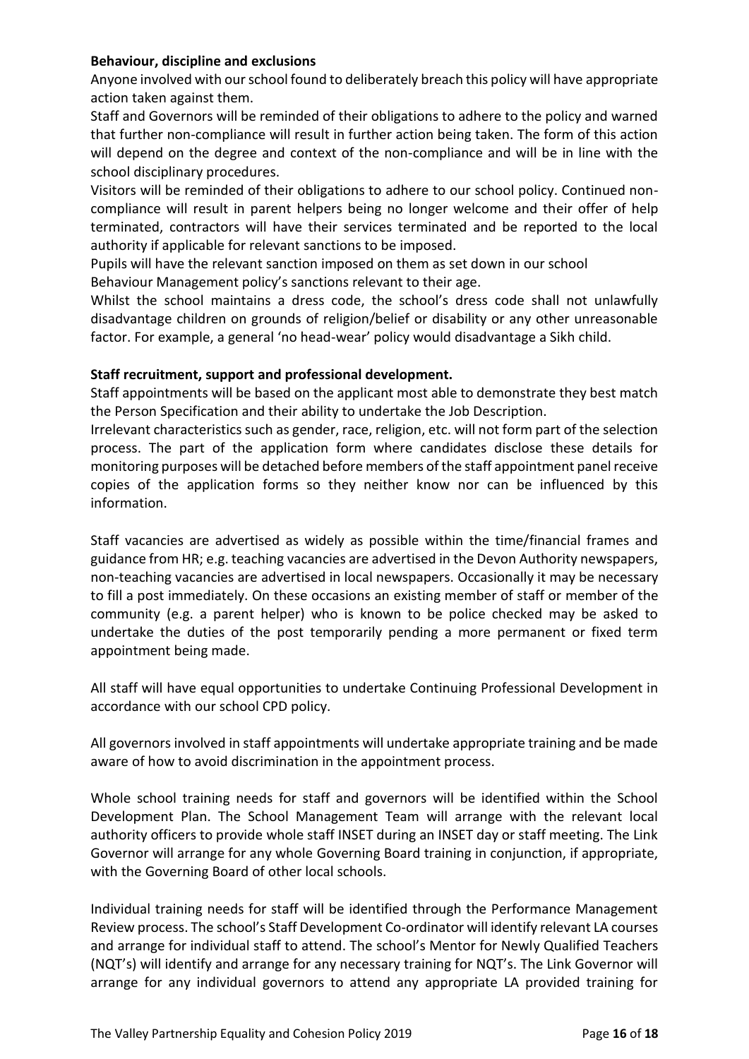**Behaviour, discipline and exclusions**

Anyone involved with our school found to deliberately breach this policy will have appropriate action taken against them.

Staff and Governors will be reminded of their obligations to adhere to the policy and warned that further non-compliance will result in further action being taken. The form of this action will depend on the degree and context of the non-compliance and will be in line with the school disciplinary procedures.

Visitors will be reminded of their obligations to adhere to our school policy. Continued non-compliance will result in parent helpers being no longer welcome and their offer of help terminated, contractors will have their services terminated and be reported to the local authority if applicable for relevant sanctions to be imposed.

Pupils will have the relevant sanction imposed on them as set down in our school Behaviour Management policy's sanctions relevant to their age.

Whilst the school maintains a dress code, the school's dress code shall not unlawfully disadvantage children on grounds of religion/belief or disability or any other unreasonable factor. For example, a general 'no head-wear' policy would disadvantage a Sikh child.

**Staff recruitment, support and professional development.**

Staff appointments will be based on the applicant most able to demonstrate they best match the Person Specification and their ability to undertake the Job Description.

Irrelevant characteristics such as gender, race, religion, etc. will not form part of the selection process. The part of the application form where candidates disclose these details for monitoring purposes will be detached before members of the staff appointment panel receive copies of the application forms so they neither know nor can be influenced by this information.

Staff vacancies are advertised as widely as possible within the time/financial frames and guidance from HR; e.g. teaching vacancies are advertised in the Devon Authority newspapers, non-teaching vacancies are advertised in local newspapers. Occasionally it may be necessary to fill a post immediately. On these occasions an existing member of staff or member of the community (e.g. a parent helper) who is known to be police checked may be asked to undertake the duties of the post temporarily pending a more permanent or fixed term appointment being made.

All staff will have equal opportunities to undertake Continuing Professional Development in accordance with our school CPD policy.

All governors involved in staff appointments will undertake appropriate training and be made aware of how to avoid discrimination in the appointment process.

Whole school training needs for staff and governors will be identified within the School Development Plan. The School Management Team will arrange with the relevant local authority officers to provide whole staff INSET during an INSET day or staff meeting. The Link Governor will arrange for any whole Governing Board training in conjunction, if appropriate, with the Governing Board of other local schools.

Individual training needs for staff will be identified through the Performance Management Review process. The school's Staff Development Co-ordinator will identify relevant LA courses and arrange for individual staff to attend. The school's Mentor for Newly Qualified Teachers (NQT's) will identify and arrange for any necessary training for NQT's. The Link Governor will arrange for any individual governors to attend any appropriate LA provided training for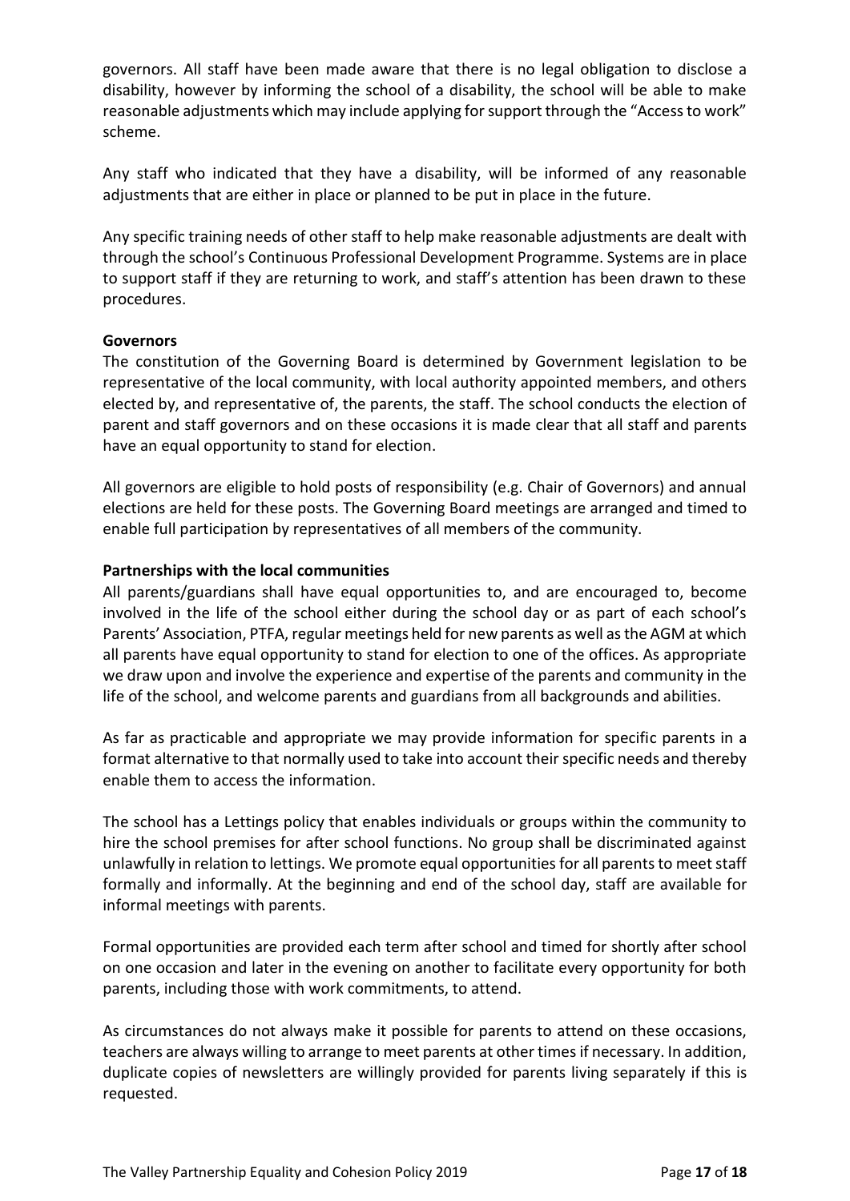governors. All staff have been made aware that there is no legal obligation to disclose a disability, however by informing the school of a disability, the school will be able to make reasonable adjustments which may include applying for support through the "Access to work" scheme.

Any staff who indicated that they have a disability, will be informed of any reasonable adjustments that are either in place or planned to be put in place in the future.

Any specific training needs of other staff to help make reasonable adjustments are dealt with through the school's Continuous Professional Development Programme. Systems are in place to support staff if they are returning to work, and staff's attention has been drawn to these procedures.

**Governors**

The constitution of the Governing Board is determined by Government legislation to be representative of the local community, with local authority appointed members, and others elected by, and representative of, the parents, the staff. The school conducts the election of parent and staff governors and on these occasions it is made clear that all staff and parents have an equal opportunity to stand for election.

All governors are eligible to hold posts of responsibility (e.g. Chair of Governors) and annual elections are held for these posts. The Governing Board meetings are arranged and timed to enable full participation by representatives of all members of the community.

**Partnerships with the local communities**

All parents/guardians shall have equal opportunities to, and are encouraged to, become involved in the life of the school either during the school day or as part of each school's Parents' Association, PTFA, regular meetings held for new parents as well as the AGM at which all parents have equal opportunity to stand for election to one of the offices. As appropriate we draw upon and involve the experience and expertise of the parents and community in the life of the school, and welcome parents and guardians from all backgrounds and abilities.

As far as practicable and appropriate we may provide information for specific parents in a format alternative to that normally used to take into account their specific needs and thereby enable them to access the information.

The school has a Lettings policy that enables individuals or groups within the community to hire the school premises for after school functions. No group shall be discriminated against unlawfully in relation to lettings. We promote equal opportunities for all parents to meet staff formally and informally. At the beginning and end of the school day, staff are available for informal meetings with parents.

Formal opportunities are provided each term after school and timed for shortly after school on one occasion and later in the evening on another to facilitate every opportunity for both parents, including those with work commitments, to attend.

As circumstances do not always make it possible for parents to attend on these occasions, teachers are always willing to arrange to meet parents at other times if necessary. In addition, duplicate copies of newsletters are willingly provided for parents living separately if this is requested.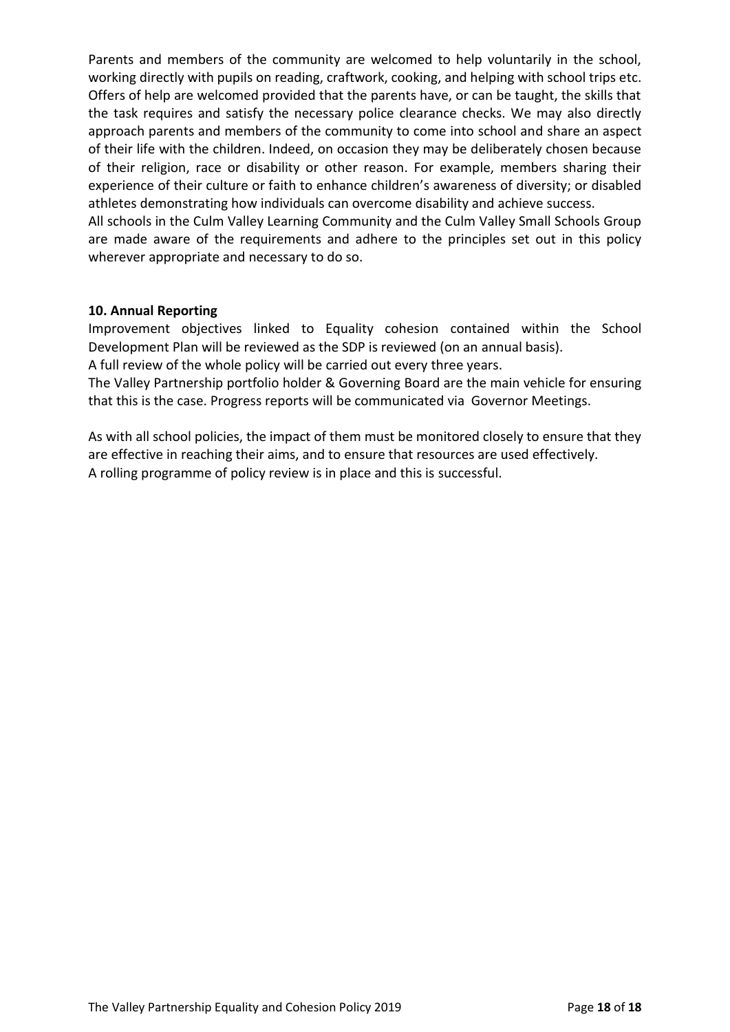Parents and members of the community are welcomed to help voluntarily in the school, working directly with pupils on reading, craftwork, cooking, and helping with school trips etc. Offers of help are welcomed provided that the parents have, or can be taught, the skills that the task requires and satisfy the necessary police clearance checks. We may also directly approach parents and members of the community to come into school and share an aspect of their life with the children. Indeed, on occasion they may be deliberately chosen because of their religion, race or disability or other reason. For example, members sharing their experience of their culture or faith to enhance children's awareness of diversity; or disabled athletes demonstrating how individuals can overcome disability and achieve success.
All schools in the Culm Valley Learning Community and the Culm Valley Small Schools Group are made aware of the requirements and adhere to the principles set out in this policy wherever appropriate and necessary to do so.

**10. Annual Reporting**

Improvement objectives linked to Equality cohesion contained within the School Development Plan will be reviewed as the SDP is reviewed (on an annual basis).
A full review of the whole policy will be carried out every three years.
The Valley Partnership portfolio holder & Governing Board are the main vehicle for ensuring that this is the case. Progress reports will be communicated via Governor Meetings.

As with all school policies, the impact of them must be monitored closely to ensure that they are effective in reaching their aims, and to ensure that resources are used effectively.
A rolling programme of policy review is in place and this is successful.